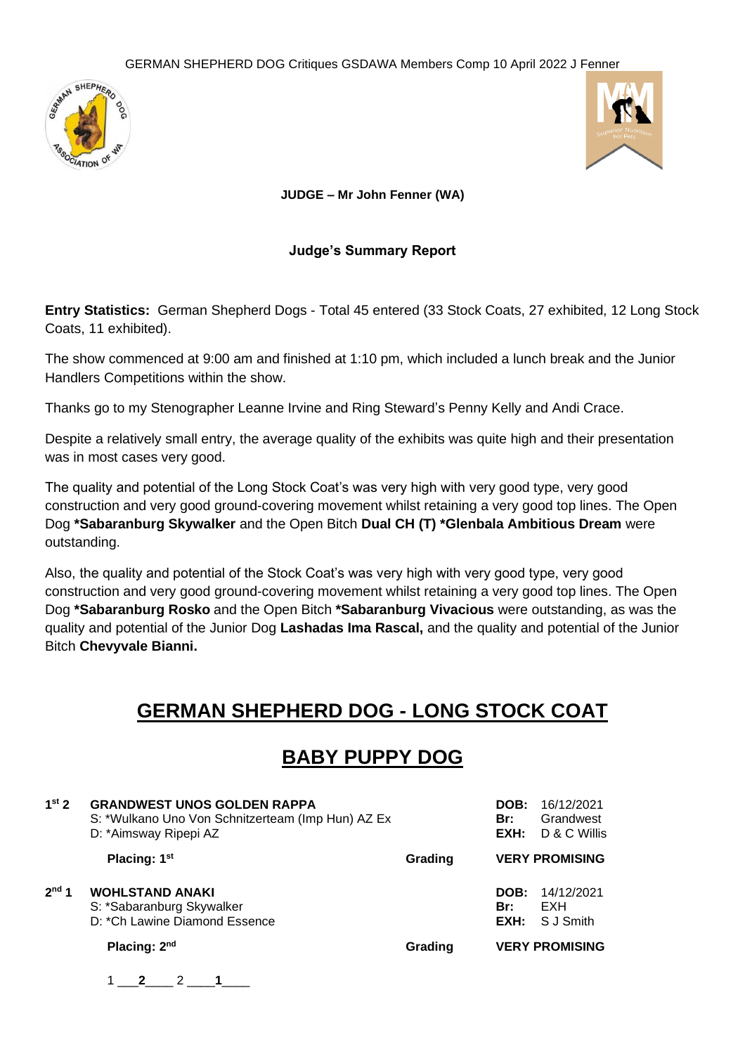GERMAN SHEPHERD DOG Critiques GSDAWA Members Comp 10 April 2022 J Fenner

**JUDGE – Mr John Fenner (WA)**

**Judge's Summary Report**

**Entry Statistics:** German Shepherd Dogs - Total 45 entered (33 Stock Coats, 27 exhibited, 12 Long Stock Coats, 11 exhibited).

The show commenced at 9:00 am and finished at 1:10 pm, which included a lunch break and the Junior Handlers Competitions within the show.

Thanks go to my Stenographer Leanne Irvine and Ring Steward's Penny Kelly and Andi Crace.

Despite a relatively small entry, the average quality of the exhibits was quite high and their presentation was in most cases very good.

The quality and potential of the Long Stock Coat's was very high with very good type, very good construction and very good ground-covering movement whilst retaining a very good top lines. The Open Dog ***Sabaranburg Skywalker** and the Open Bitch **Dual CH (T) *Glenbala Ambitious Dream** were outstanding.

Also, the quality and potential of the Stock Coat's was very high with very good type, very good construction and very good ground-covering movement whilst retaining a very good top lines. The Open Dog ***Sabaranburg Rosko** and the Open Bitch ***Sabaranburg Vivacious** were outstanding, as was the quality and potential of the Junior Dog **Lashadas Ima Rascal,** and the quality and potential of the Junior Bitch **Chevyvale Bianni.**

# GERMAN SHEPHERD DOG - LONG STOCK COAT

## BABY PUPPY DOG

**1st 2** **GRANDWEST UNOS GOLDEN RAPPA**
S: *Wulkano Uno Von Schnitzerteam (Imp Hun) AZ Ex
D: *Aimsway Ripepi AZ

**DOB:** 16/12/2021
**Br:** Grandwest
**EXH:** D & C Willis

**Placing: 1st** **Grading** **VERY PROMISING**

**2nd 1** **WOHLSTAND ANAKI**
S: *Sabaranburg Skywalker
D: *Ch Lawine Diamond Essence

**DOB:** 14/12/2021
**Br:** EXH
**EXH:** S J Smith

**Placing: 2nd** **Grading** **VERY PROMISING**

1 ___**2**___ 2 ___**1**___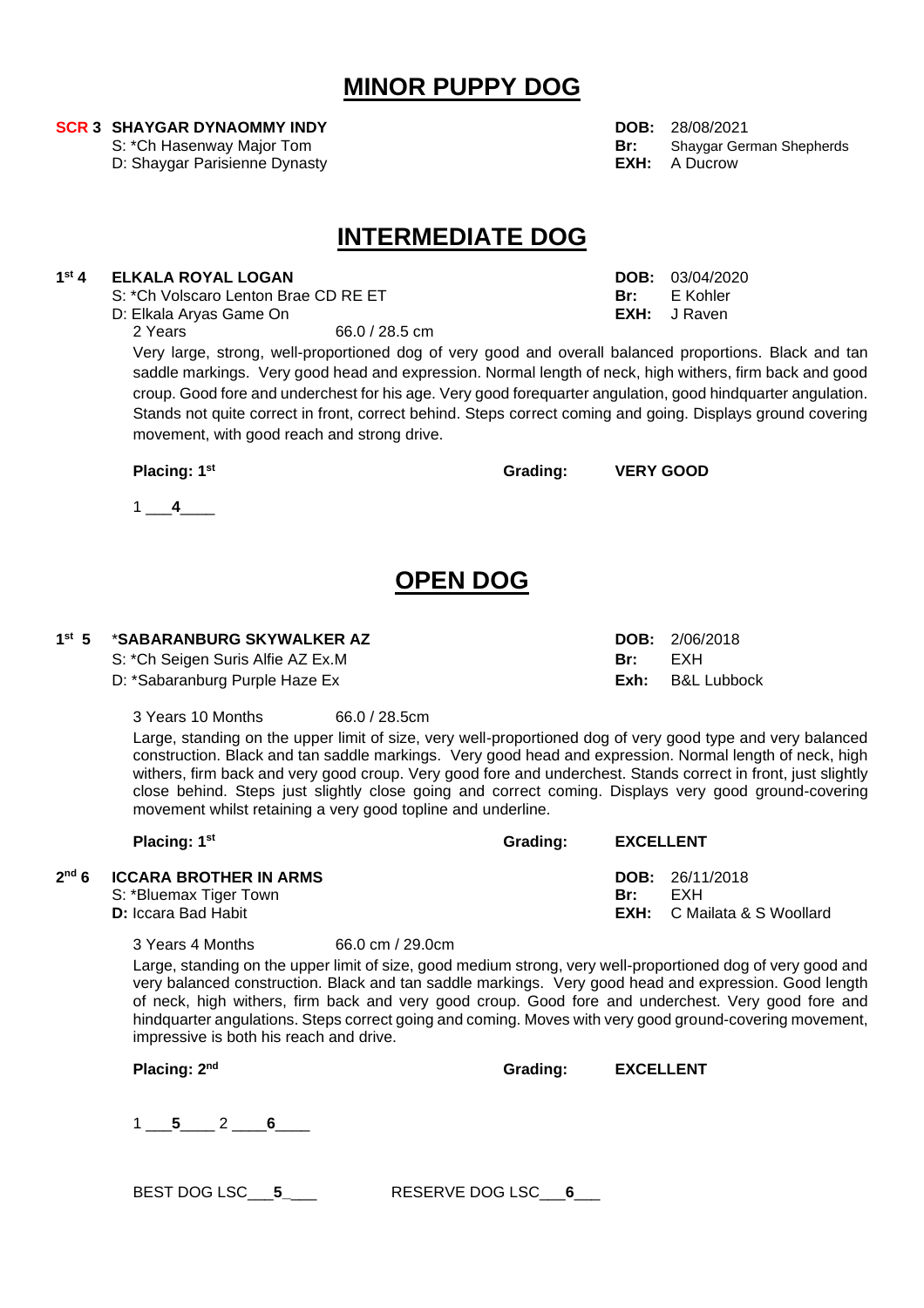# MINOR PUPPY DOG

**SCR 3 SHAYGAR DYNAOMMY INDY** — **DOB:** 28/08/2021
S: *Ch Hasenway Major Tom — **Br:** Shaygar German Shepherds
D: Shaygar Parisienne Dynasty — **EXH:** A Ducrow

# INTERMEDIATE DOG

**1st 4 ELKALA ROYAL LOGAN** — **DOB:** 03/04/2020
S: *Ch Volscaro Lenton Brae CD RE ET — **Br:** E Kohler
D: Elkala Aryas Game On — **EXH:** J Raven
2 Years 66.0 / 28.5 cm

Very large, strong, well-proportioned dog of very good and overall balanced proportions. Black and tan saddle markings. Very good head and expression. Normal length of neck, high withers, firm back and good croup. Good fore and underchest for his age. Very good forequarter angulation, good hindquarter angulation. Stands not quite correct in front, correct behind. Steps correct coming and going. Displays ground covering movement, with good reach and strong drive.

**Placing: 1st** **Grading:** **VERY GOOD**

1 ___**4**____

# OPEN DOG

**1st 5 *SABARANBURG SKYWALKER AZ** — **DOB:** 2/06/2018
S: *Ch Seigen Suris Alfie AZ Ex.M — **Br:** EXH
D: *Sabaranburg Purple Haze Ex — **Exh:** B&L Lubbock

3 Years 10 Months 66.0 / 28.5cm

Large, standing on the upper limit of size, very well-proportioned dog of very good type and very balanced construction. Black and tan saddle markings. Very good head and expression. Normal length of neck, high withers, firm back and very good croup. Very good fore and underchest. Stands correct in front, just slightly close behind. Steps just slightly close going and correct coming. Displays very good ground-covering movement whilst retaining a very good topline and underline.

**Placing: 1st** **Grading:** **EXCELLENT**

**2nd 6 ICCARA BROTHER IN ARMS** — **DOB:** 26/11/2018
S: *Bluemax Tiger Town — **Br:** EXH
**D:** Iccara Bad Habit — **EXH:** C Mailata & S Woollard

3 Years 4 Months 66.0 cm / 29.0cm

Large, standing on the upper limit of size, good medium strong, very well-proportioned dog of very good and very balanced construction. Black and tan saddle markings. Very good head and expression. Good length of neck, high withers, firm back and very good croup. Good fore and underchest. Very good fore and hindquarter angulations. Steps correct going and coming. Moves with very good ground-covering movement, impressive is both his reach and drive.

**Placing: 2nd** **Grading:** **EXCELLENT**

1 ___**5**____ 2 ____**6**____

BEST DOG LSC___**5**___ RESERVE DOG LSC___**6**___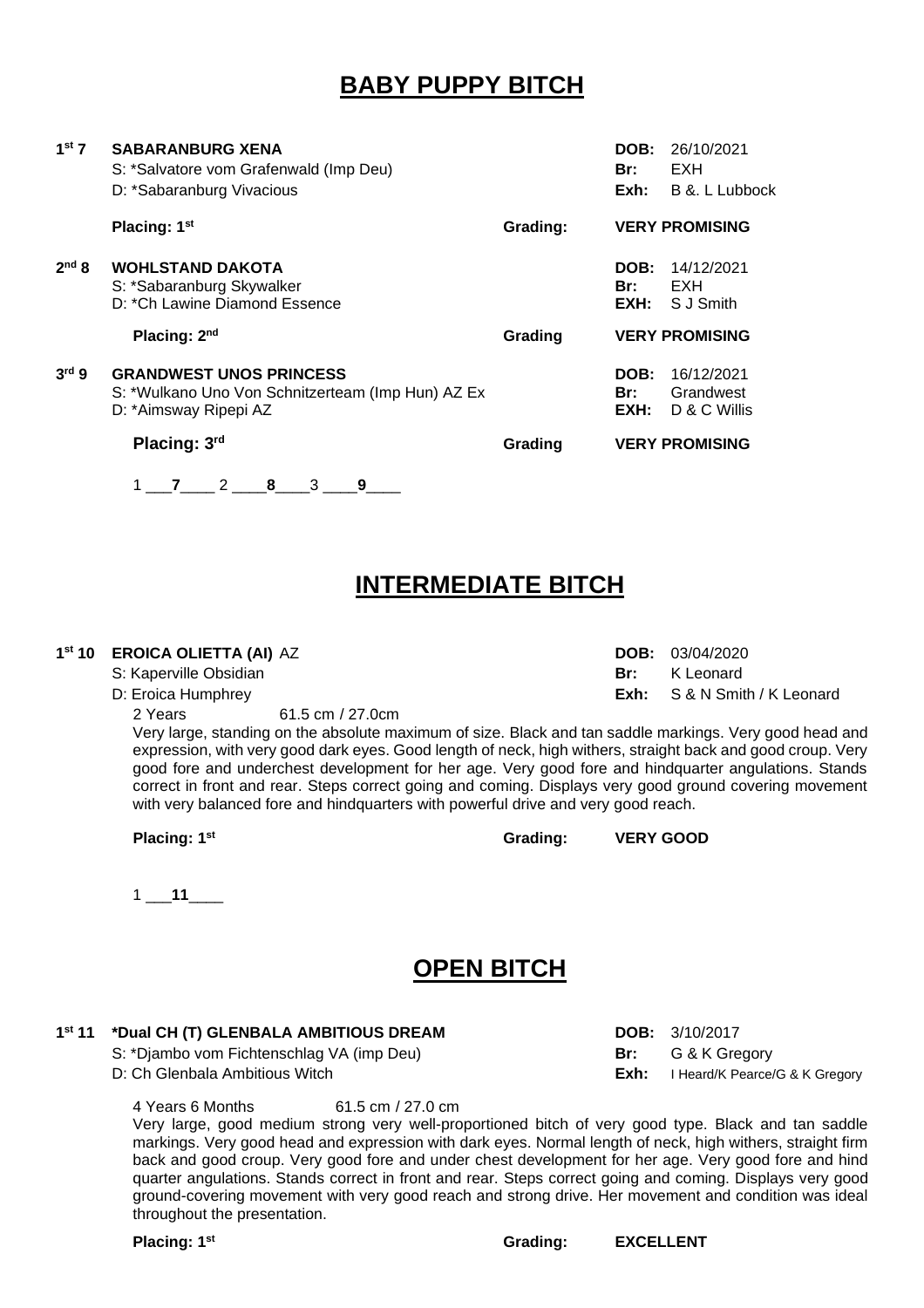## BABY PUPPY BITCH

**1st 7** **SABARANBURG XENA**
S: *Salvatore vom Grafenwald (Imp Deu)
D: *Sabaranburg Vivacious

**DOB:** 26/10/2021
**Br:** EXH
**Exh:** B &. L Lubbock

**Placing: 1st** **Grading:** **VERY PROMISING**

**2nd 8** **WOHLSTAND DAKOTA**
S: *Sabaranburg Skywalker
D: *Ch Lawine Diamond Essence

**DOB:** 14/12/2021
**Br:** EXH
**EXH:** S J Smith

**Placing: 2nd** **Grading** **VERY PROMISING**

**3rd 9** **GRANDWEST UNOS PRINCESS**
S: *Wulkano Uno Von Schnitzerteam (Imp Hun) AZ Ex
D: *Aimsway Ripepi AZ

**DOB:** 16/12/2021
**Br:** Grandwest
**EXH:** D & C Willis

**Placing: 3rd** **Grading** **VERY PROMISING**

1 ___**7**____ 2 ____**8**____3 ____**9**____

## INTERMEDIATE BITCH

**1st 10** **EROICA OLIETTA (AI)** AZ
S: Kaperville Obsidian
D: Eroica Humphrey

**DOB:** 03/04/2020
**Br:** K Leonard
**Exh:** S & N Smith / K Leonard

2 Years 61.5 cm / 27.0cm

Very large, standing on the absolute maximum of size. Black and tan saddle markings. Very good head and expression, with very good dark eyes. Good length of neck, high withers, straight back and good croup. Very good fore and underchest development for her age. Very good fore and hindquarter angulations. Stands correct in front and rear. Steps correct going and coming. Displays very good ground covering movement with very balanced fore and hindquarters with powerful drive and very good reach.

**Placing: 1st** **Grading:** **VERY GOOD**

1 ___**11**____

## OPEN BITCH

**1st 11** **\*Dual CH (T) GLENBALA AMBITIOUS DREAM**
S: *Djambo vom Fichtenschlag VA (imp Deu)
D: Ch Glenbala Ambitious Witch

**DOB:** 3/10/2017
**Br:** G & K Gregory
**Exh:** I Heard/K Pearce/G & K Gregory

4 Years 6 Months 61.5 cm / 27.0 cm

Very large, good medium strong very well-proportioned bitch of very good type. Black and tan saddle markings. Very good head and expression with dark eyes. Normal length of neck, high withers, straight firm back and good croup. Very good fore and under chest development for her age. Very good fore and hind quarter angulations. Stands correct in front and rear. Steps correct going and coming. Displays very good ground-covering movement with very good reach and strong drive. Her movement and condition was ideal throughout the presentation.

**Placing: 1st** **Grading:** **EXCELLENT**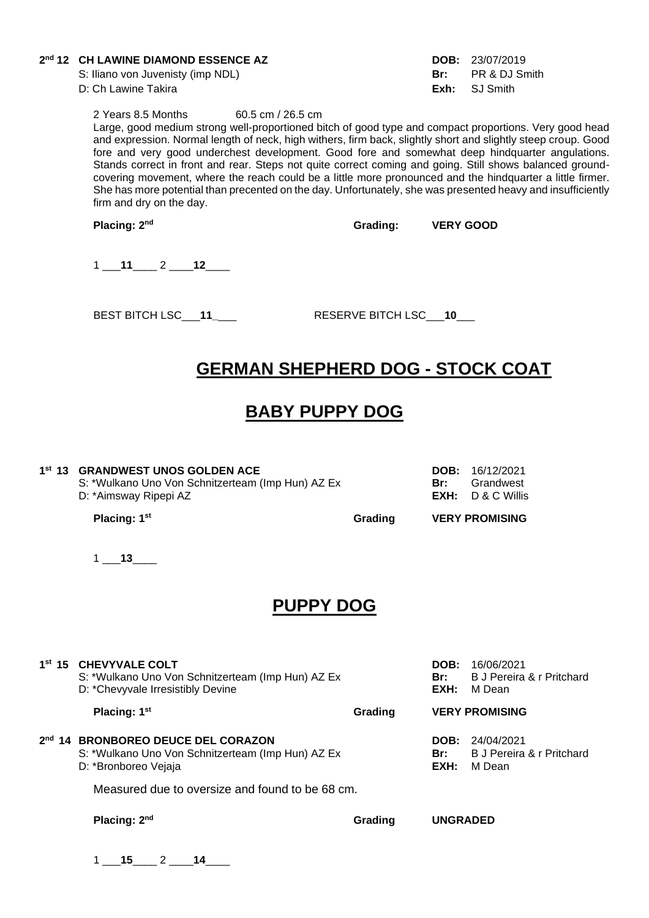**2nd 12 CH LAWINE DIAMOND ESSENCE AZ** **DOB:** 23/07/2019
S: Iliano von Juvenisty (imp NDL) **Br:** PR & DJ Smith
D: Ch Lawine Takira **Exh:** SJ Smith

2 Years 8.5 Months 60.5 cm / 26.5 cm

Large, good medium strong well-proportioned bitch of good type and compact proportions. Very good head and expression. Normal length of neck, high withers, firm back, slightly short and slightly steep croup. Good fore and very good underchest development. Good fore and somewhat deep hindquarter angulations. Stands correct in front and rear. Steps not quite correct coming and going. Still shows balanced ground-covering movement, where the reach could be a little more pronounced and the hindquarter a little firmer. She has more potential than precented on the day. Unfortunately, she was presented heavy and insufficiently firm and dry on the day.

**Placing: 2nd** **Grading: VERY GOOD**

1 ___**11**____ 2 ____**12**____

BEST BITCH LSC___**11**____ RESERVE BITCH LSC___**10**___

# GERMAN SHEPHERD DOG - STOCK COAT

# BABY PUPPY DOG

**1st 13 GRANDWEST UNOS GOLDEN ACE** **DOB:** 16/12/2021
S: *Wulkano Uno Von Schnitzerteam (Imp Hun) AZ Ex **Br:** Grandwest
D: *Aimsway Ripepi AZ **EXH:** D & C Willis

**Placing: 1st** **Grading VERY PROMISING**

1 ___**13**____

# PUPPY DOG

**1st 15 CHEVYVALE COLT** **DOB:** 16/06/2021
S: *Wulkano Uno Von Schnitzerteam (Imp Hun) AZ Ex **Br:** B J Pereira & r Pritchard
D: *Chevyvale Irresistibly Devine **EXH:** M Dean

**Placing: 1st** **Grading VERY PROMISING**

**2nd 14 BRONBOREO DEUCE DEL CORAZON** **DOB:** 24/04/2021
S: *Wulkano Uno Von Schnitzerteam (Imp Hun) AZ Ex **Br:** B J Pereira & r Pritchard
D: *Bronboreo Vejaja **EXH:** M Dean

Measured due to oversize and found to be 68 cm.

**Placing: 2nd** **Grading UNGRADED**

1 ___**15**____ 2 ____**14**____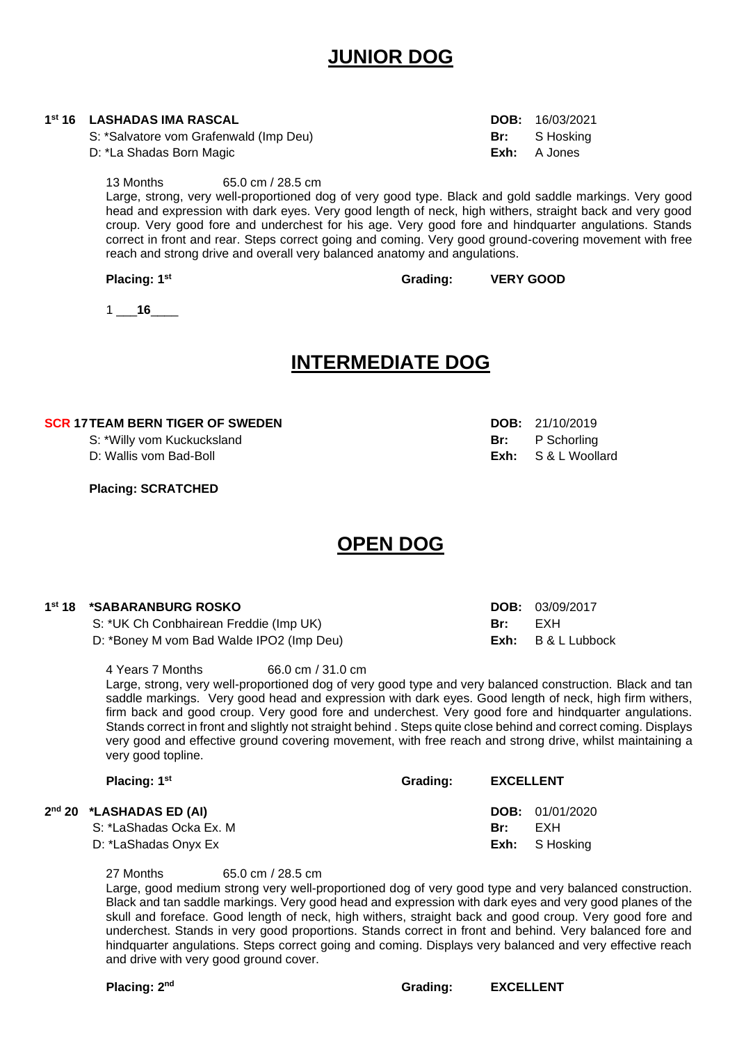# JUNIOR DOG

**1st 16 LASHADAS IMA RASCAL** **DOB:** 16/03/2021

S: *Salvatore vom Grafenwald (Imp Deu) **Br:** S Hosking

D: *La Shadas Born Magic **Exh:** A Jones

13 Months 65.0 cm / 28.5 cm

Large, strong, very well-proportioned dog of very good type. Black and gold saddle markings. Very good head and expression with dark eyes. Very good length of neck, high withers, straight back and very good croup. Very good fore and underchest for his age. Very good fore and hindquarter angulations. Stands correct in front and rear. Steps correct going and coming. Very good ground-covering movement with free reach and strong drive and overall very balanced anatomy and angulations.

**Placing: 1st** **Grading: VERY GOOD**

1 ___**16**____

# INTERMEDIATE DOG

**SCR 17 TEAM BERN TIGER OF SWEDEN** **DOB:** 21/10/2019

S: *Willy vom Kuckucksland **Br:** P Schorling

D: Wallis vom Bad-Boll **Exh:** S & L Woollard

**Placing: SCRATCHED**

# OPEN DOG

**1st 18 *SABARANBURG ROSKO** **DOB:** 03/09/2017

S: *UK Ch Conbhairean Freddie (Imp UK) **Br:** EXH

D: *Boney M vom Bad Walde IPO2 (Imp Deu) **Exh:** B & L Lubbock

4 Years 7 Months 66.0 cm / 31.0 cm

Large, strong, very well-proportioned dog of very good type and very balanced construction. Black and tan saddle markings. Very good head and expression with dark eyes. Good length of neck, high firm withers, firm back and good croup. Very good fore and underchest. Very good fore and hindquarter angulations. Stands correct in front and slightly not straight behind . Steps quite close behind and correct coming. Displays very good and effective ground covering movement, with free reach and strong drive, whilst maintaining a very good topline.

**Placing: 1st** **Grading: EXCELLENT**

**2nd 20 *LASHADAS ED (AI)** **DOB:** 01/01/2020

S: *LaShadas Ocka Ex. M **Br:** EXH

D: *LaShadas Onyx Ex **Exh:** S Hosking

27 Months 65.0 cm / 28.5 cm

Large, good medium strong very well-proportioned dog of very good type and very balanced construction. Black and tan saddle markings. Very good head and expression with dark eyes and very good planes of the skull and foreface. Good length of neck, high withers, straight back and good croup. Very good fore and underchest. Stands in very good proportions. Stands correct in front and behind. Very balanced fore and hindquarter angulations. Steps correct going and coming. Displays very balanced and very effective reach and drive with very good ground cover.

**Placing: 2nd** **Grading: EXCELLENT**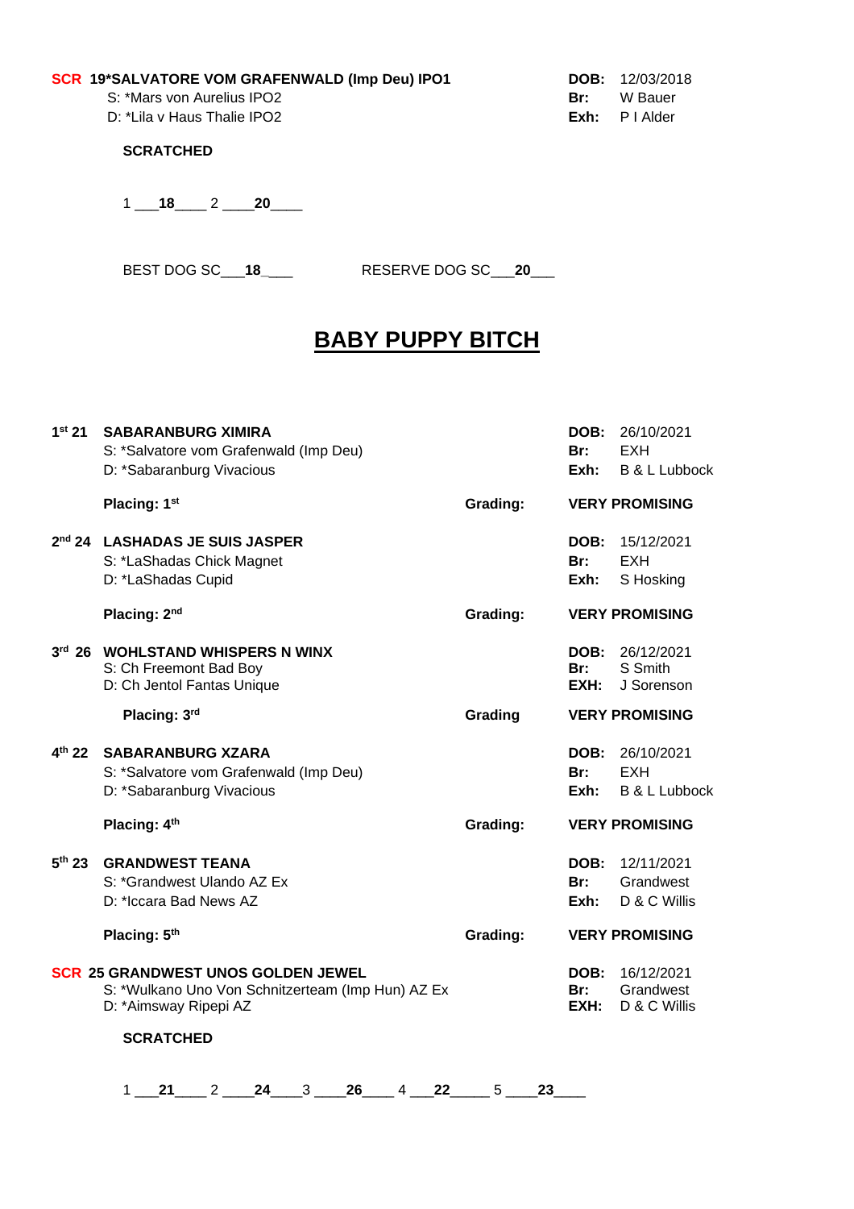**SCR 19*SALVATORE VOM GRAFENWALD (Imp Deu) IPO1**
S: *Mars von Aurelius IPO2
D: *Lila v Haus Thalie IPO2

**DOB:** 12/03/2018
**Br:** W Bauer
**Exh:** P I Alder

**SCRATCHED**

1 ___**18**____ 2 ____**20**____

BEST DOG SC___**18**_\_\_\_ RESERVE DOG SC___**20**___

# BABY PUPPY BITCH

**1st 21 SABARANBURG XIMIRA**
S: *Salvatore vom Grafenwald (Imp Deu)
D: *Sabaranburg Vivacious

**DOB:** 26/10/2021
**Br:** EXH
**Exh:** B & L Lubbock

**Placing: 1st** **Grading:** **VERY PROMISING**

**2nd 24 LASHADAS JE SUIS JASPER**
S: *LaShadas Chick Magnet
D: *LaShadas Cupid

**DOB:** 15/12/2021
**Br:** EXH
**Exh:** S Hosking

**Placing: 2nd** **Grading:** **VERY PROMISING**

**3rd 26 WOHLSTAND WHISPERS N WINX**
S: Ch Freemont Bad Boy
D: Ch Jentol Fantas Unique

**DOB:** 26/12/2021
**Br:** S Smith
**EXH:** J Sorenson

**Placing: 3rd** **Grading** **VERY PROMISING**

**4th 22 SABARANBURG XZARA**
S: *Salvatore vom Grafenwald (Imp Deu)
D: *Sabaranburg Vivacious

**DOB:** 26/10/2021
**Br:** EXH
**Exh:** B & L Lubbock

**Placing: 4th** **Grading:** **VERY PROMISING**

**5th 23 GRANDWEST TEANA**
S: *Grandwest Ulando AZ Ex
D: *Iccara Bad News AZ

**DOB:** 12/11/2021
**Br:** Grandwest
**Exh:** D & C Willis

**Placing: 5th** **Grading:** **VERY PROMISING**

**SCR 25 GRANDWEST UNOS GOLDEN JEWEL**
S: *Wulkano Uno Von Schnitzerteam (Imp Hun) AZ Ex
D: *Aimsway Ripepi AZ

**DOB:** 16/12/2021
**Br:** Grandwest
**EXH:** D & C Willis

**SCRATCHED**

1 ___**21**____ 2 ____**24**____3 ____**26**____ 4 ___**22**_____ 5 ____**23**____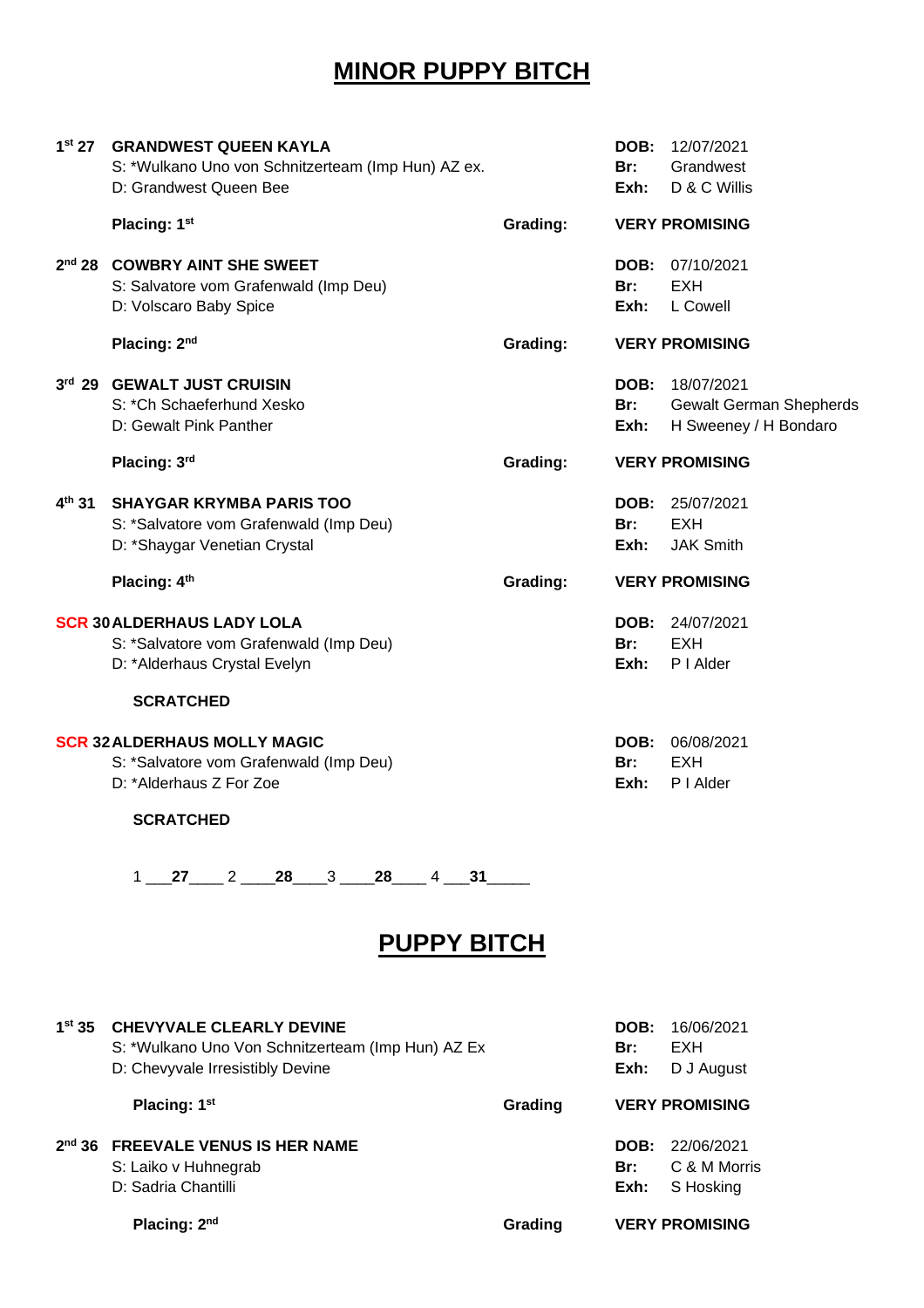# MINOR PUPPY BITCH

**1st 27 GRANDWEST QUEEN KAYLA**
S: *Wulkano Uno von Schnitzerteam (Imp Hun) AZ ex.
D: Grandwest Queen Bee

**DOB:** 12/07/2021
**Br:** Grandwest
**Exh:** D & C Willis

**Placing: 1st** **Grading:** **VERY PROMISING**

**2nd 28 COWBRY AINT SHE SWEET**
S: Salvatore vom Grafenwald (Imp Deu)
D: Volscaro Baby Spice

**DOB:** 07/10/2021
**Br:** EXH
**Exh:** L Cowell

**Placing: 2nd** **Grading:** **VERY PROMISING**

**3rd 29 GEWALT JUST CRUISIN**
S: *Ch Schaeferhund Xesko
D: Gewalt Pink Panther

**DOB:** 18/07/2021
**Br:** Gewalt German Shepherds
**Exh:** H Sweeney / H Bondaro

**Placing: 3rd** **Grading:** **VERY PROMISING**

**4th 31 SHAYGAR KRYMBA PARIS TOO**
S: *Salvatore vom Grafenwald (Imp Deu)
D: *Shaygar Venetian Crystal

**DOB:** 25/07/2021
**Br:** EXH
**Exh:** JAK Smith

**Placing: 4th** **Grading:** **VERY PROMISING**

**SCR 30 ALDERHAUS LADY LOLA**
S: *Salvatore vom Grafenwald (Imp Deu)
D: *Alderhaus Crystal Evelyn

**DOB:** 24/07/2021
**Br:** EXH
**Exh:** P I Alder

**SCRATCHED**

**SCR 32 ALDERHAUS MOLLY MAGIC**
S: *Salvatore vom Grafenwald (Imp Deu)
D: *Alderhaus Z For Zoe

**DOB:** 06/08/2021
**Br:** EXH
**Exh:** P I Alder

**SCRATCHED**

1 ___**27**____ 2 ____**28**____3 ____**28**____ 4 ___**31**_____

# PUPPY BITCH

**1st 35 CHEVYVALE CLEARLY DEVINE**
S: *Wulkano Uno Von Schnitzerteam (Imp Hun) AZ Ex
D: Chevyvale Irresistibly Devine

**DOB:** 16/06/2021
**Br:** EXH
**Exh:** D J August

**Placing: 1st** **Grading** **VERY PROMISING**

**2nd 36 FREEVALE VENUS IS HER NAME**
S: Laiko v Huhnegrab
D: Sadria Chantilli

**DOB:** 22/06/2021
**Br:** C & M Morris
**Exh:** S Hosking

**Placing: 2nd** **Grading** **VERY PROMISING**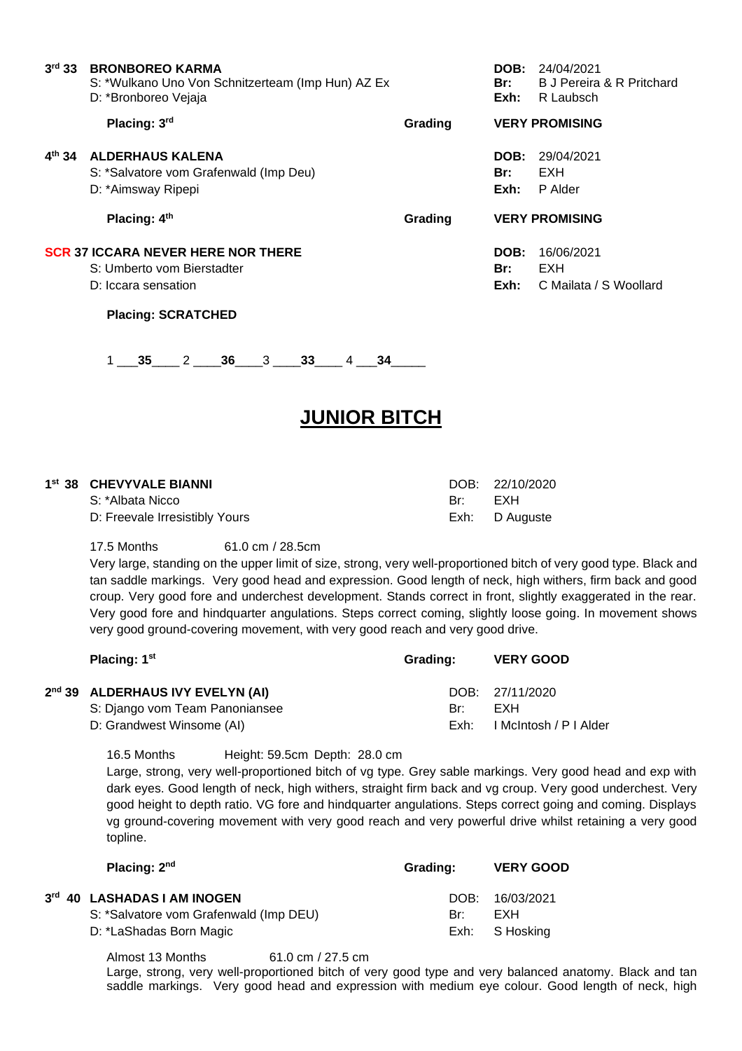**3rd 33 BRONBOREO KARMA**
S: *Wulkano Uno Von Schnitzerteam (Imp Hun) AZ Ex
D: *Bronboreo Vejaja

**DOB:** 24/04/2021
**Br:** B J Pereira & R Pritchard
**Exh:** R Laubsch

**Placing: 3rd** | **Grading** | **VERY PROMISING**

**4th 34 ALDERHAUS KALENA**
S: *Salvatore vom Grafenwald (Imp Deu)
D: *Aimsway Ripepi

**DOB:** 29/04/2021
**Br:** EXH
**Exh:** P Alder

**Placing: 4th** | **Grading** | **VERY PROMISING**

**SCR 37 ICCARA NEVER HERE NOR THERE**
S: Umberto vom Bierstadter
D: Iccara sensation

**DOB:** 16/06/2021
**Br:** EXH
**Exh:** C Mailata / S Woollard

**Placing: SCRATCHED**

1 ___**35**____ 2 ____**36**____ 3 ____**33**____ 4 ___**34**_____

## JUNIOR BITCH

**1st 38 CHEVYVALE BIANNI**
S: *Albata Nicco
D: Freevale Irresistibly Yours

DOB: 22/10/2020
Br: EXH
Exh: D Auguste

17.5 Months 61.0 cm / 28.5cm

Very large, standing on the upper limit of size, strong, very well-proportioned bitch of very good type. Black and tan saddle markings. Very good head and expression. Good length of neck, high withers, firm back and good croup. Very good fore and underchest development. Stands correct in front, slightly exaggerated in the rear. Very good fore and hindquarter angulations. Steps correct coming, slightly loose going. In movement shows very good ground-covering movement, with very good reach and very good drive.

**Placing: 1st** | **Grading:** | **VERY GOOD**

**2nd 39 ALDERHAUS IVY EVELYN (AI)**
S: Django vom Team Panoniansee
D: Grandwest Winsome (AI)

DOB: 27/11/2020
Br: EXH
Exh: I McIntosh / P I Alder

16.5 Months Height: 59.5cm Depth: 28.0 cm

Large, strong, very well-proportioned bitch of vg type. Grey sable markings. Very good head and exp with dark eyes. Good length of neck, high withers, straight firm back and vg croup. Very good underchest. Very good height to depth ratio. VG fore and hindquarter angulations. Steps correct going and coming. Displays vg ground-covering movement with very good reach and very powerful drive whilst retaining a very good topline.

**Placing: 2nd** | **Grading:** | **VERY GOOD**

**3rd 40 LASHADAS I AM INOGEN**
S: *Salvatore vom Grafenwald (Imp DEU)
D: *LaShadas Born Magic

DOB: 16/03/2021
Br: EXH
Exh: S Hosking

Almost 13 Months 61.0 cm / 27.5 cm

Large, strong, very well-proportioned bitch of very good type and very balanced anatomy. Black and tan saddle markings. Very good head and expression with medium eye colour. Good length of neck, high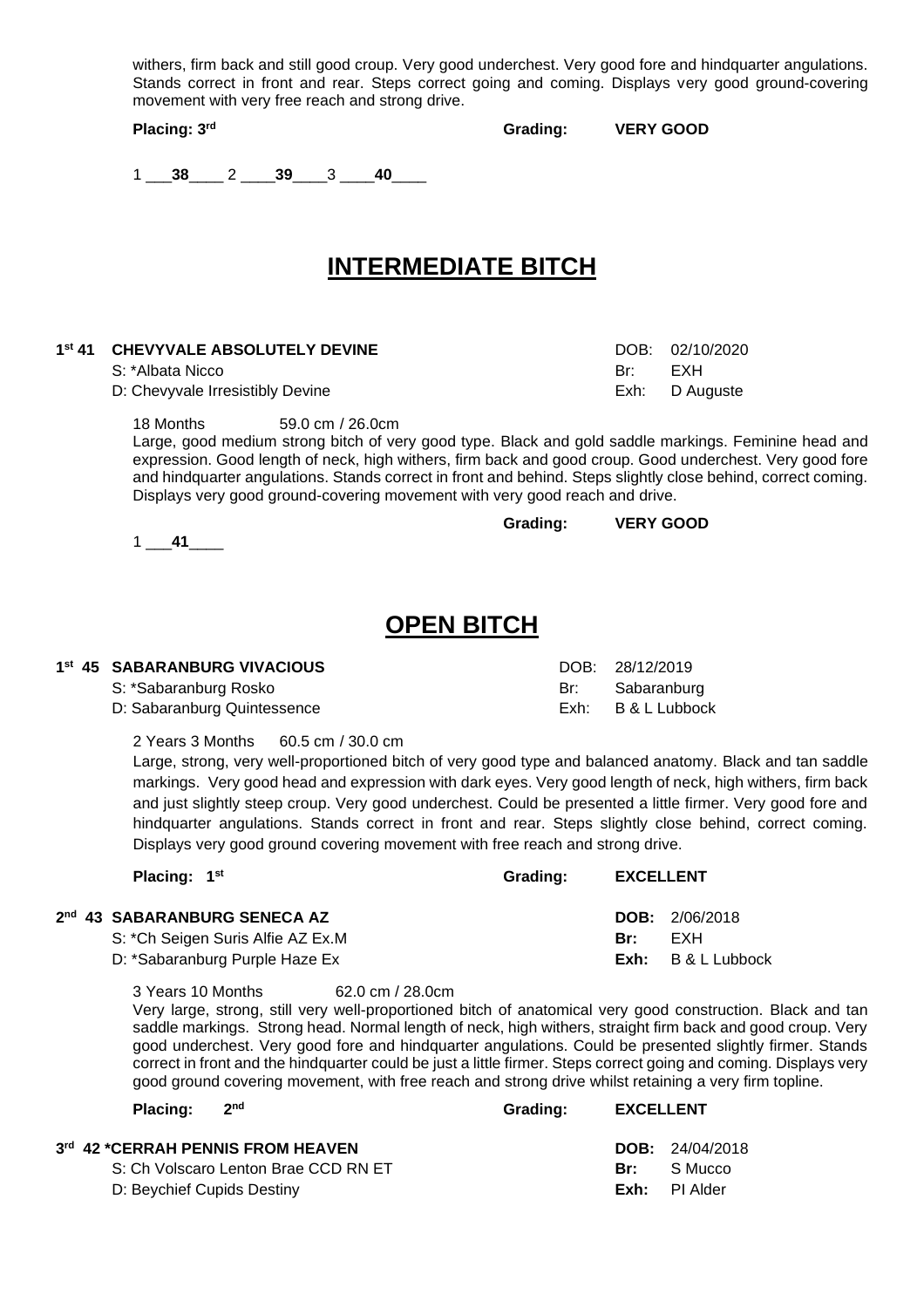withers, firm back and still good croup. Very good underchest. Very good fore and hindquarter angulations. Stands correct in front and rear. Steps correct going and coming. Displays very good ground-covering movement with very free reach and strong drive.

**Placing: 3rd** **Grading: VERY GOOD**

1 ___**38**____ 2 ____**39**____3 ____**40**____

## INTERMEDIATE BITCH

**1st 41 CHEVYVALE ABSOLUTELY DEVINE** DOB: 02/10/2020

S: *Albata Nicco Br: EXH

D: Chevyvale Irresistibly Devine Exh: D Auguste

18 Months 59.0 cm / 26.0cm

Large, good medium strong bitch of very good type. Black and gold saddle markings. Feminine head and expression. Good length of neck, high withers, firm back and good croup. Good underchest. Very good fore and hindquarter angulations. Stands correct in front and behind. Steps slightly close behind, correct coming. Displays very good ground-covering movement with very good reach and drive.

**Grading: VERY GOOD**

1 ___**41**____

## OPEN BITCH

**1st 45 SABARANBURG VIVACIOUS** DOB: 28/12/2019

S: *Sabaranburg Rosko Br: Sabaranburg

D: Sabaranburg Quintessence Exh: B & L Lubbock

2 Years 3 Months 60.5 cm / 30.0 cm

Large, strong, very well-proportioned bitch of very good type and balanced anatomy. Black and tan saddle markings. Very good head and expression with dark eyes. Very good length of neck, high withers, firm back and just slightly steep croup. Very good underchest. Could be presented a little firmer. Very good fore and hindquarter angulations. Stands correct in front and rear. Steps slightly close behind, correct coming. Displays very good ground covering movement with free reach and strong drive.

**Placing: 1st** **Grading: EXCELLENT**

**2nd 43 SABARANBURG SENECA AZ** **DOB:** 2/06/2018

S: *Ch Seigen Suris Alfie AZ Ex.M **Br:** EXH

D: *Sabaranburg Purple Haze Ex **Exh:** B & L Lubbock

3 Years 10 Months 62.0 cm / 28.0cm

Very large, strong, still very well-proportioned bitch of anatomical very good construction. Black and tan saddle markings. Strong head. Normal length of neck, high withers, straight firm back and good croup. Very good underchest. Very good fore and hindquarter angulations. Could be presented slightly firmer. Stands correct in front and the hindquarter could be just a little firmer. Steps correct going and coming. Displays very good ground covering movement, with free reach and strong drive whilst retaining a very firm topline.

**Placing: 2nd** **Grading: EXCELLENT**

**3rd 42 *CERRAH PENNIS FROM HEAVEN** **DOB:** 24/04/2018

S: Ch Volscaro Lenton Brae CCD RN ET **Br:** S Mucco

D: Beychief Cupids Destiny **Exh:** PI Alder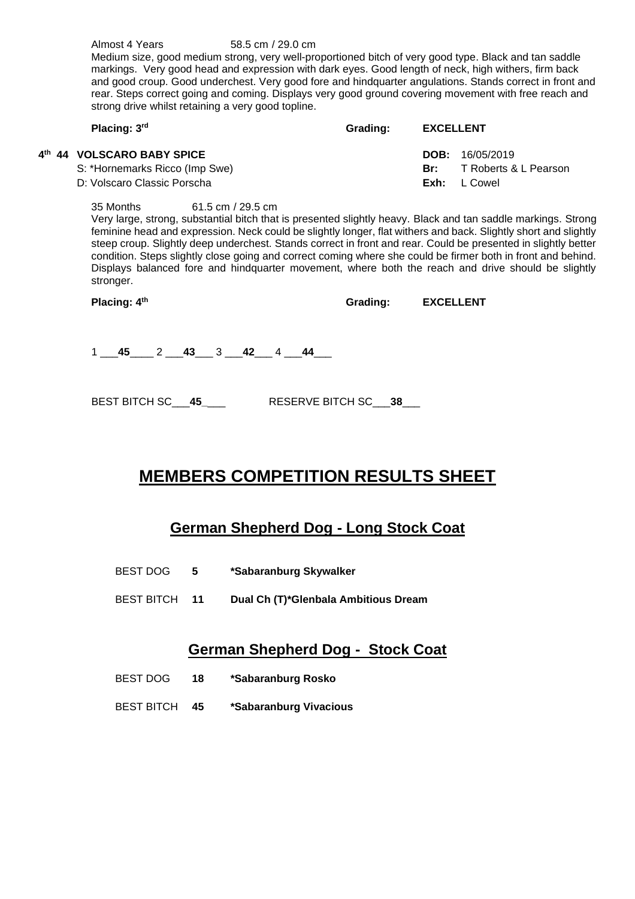Almost 4 Years 58.5 cm / 29.0 cm

Medium size, good medium strong, very well-proportioned bitch of very good type. Black and tan saddle markings. Very good head and expression with dark eyes. Good length of neck, high withers, firm back and good croup. Good underchest. Very good fore and hindquarter angulations. Stands correct in front and rear. Steps correct going and coming. Displays very good ground covering movement with free reach and strong drive whilst retaining a very good topline.

**Placing: 3rd** **Grading: EXCELLENT**

**4th 44 VOLSCARO BABY SPICE** **DOB:** 16/05/2019

S: *Hornemarks Ricco (Imp Swe) **Br:** T Roberts & L Pearson

D: Volscaro Classic Porscha **Exh:** L Cowel

35 Months 61.5 cm / 29.5 cm

Very large, strong, substantial bitch that is presented slightly heavy. Black and tan saddle markings. Strong feminine head and expression. Neck could be slightly longer, flat withers and back. Slightly short and slightly steep croup. Slightly deep underchest. Stands correct in front and rear. Could be presented in slightly better condition. Steps slightly close going and correct coming where she could be firmer both in front and behind. Displays balanced fore and hindquarter movement, where both the reach and drive should be slightly stronger.

**Placing: 4th** **Grading: EXCELLENT**

1 ___**45**____ 2 ___**43**___ 3 ___**42**___ 4 ___**44**___

BEST BITCH SC___**45**_ ___ RESERVE BITCH SC___**38**___

# MEMBERS COMPETITION RESULTS SHEET

## German Shepherd Dog - Long Stock Coat

BEST DOG **5** ***Sabaranburg Skywalker**

BEST BITCH **11** **Dual Ch (T)*Glenbala Ambitious Dream**

## German Shepherd Dog - Stock Coat

BEST DOG **18** ***Sabaranburg Rosko**

BEST BITCH **45** ***Sabaranburg Vivacious**